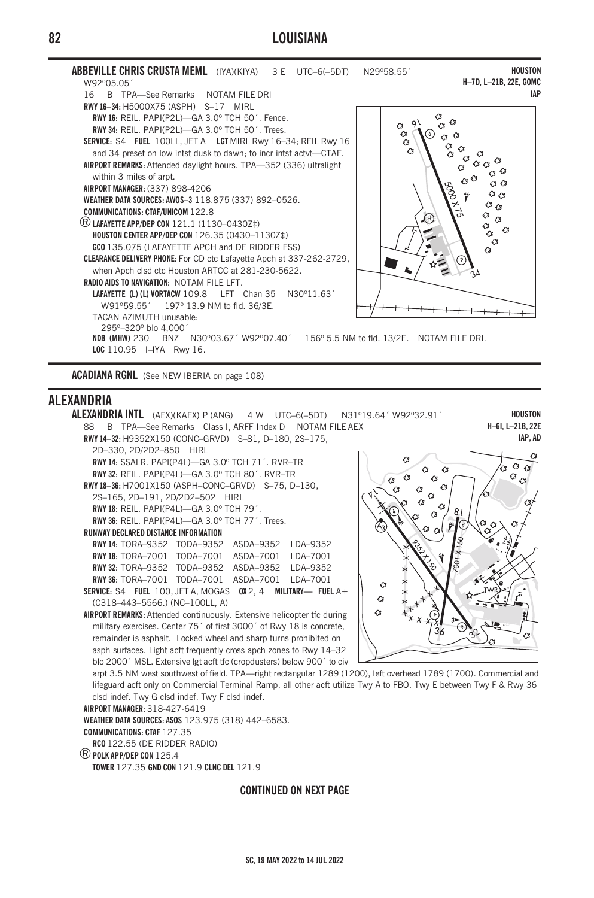## LOUISIANA

**ABBEVILLE CHRIS CRUSTA MEML** (IYA)(KIYA) 3 E UTC–6(–5DT) N29°58.55´ W92°05.05´
**HOUSTON H–7D, L–21B, 22E, GOMC IAP**

16 B TPA—See Remarks NOTAM FILE DRI

**RWY 16–34:** H5000X75 (ASPH) S–17 MIRL

**RWY 16:** REIL. PAPI(P2L)—GA 3.0° TCH 50´. Fence.

**RWY 34:** REIL. PAPI(P2L)—GA 3.0° TCH 50´. Trees.

**SERVICE:** S4 **FUEL** 100LL, JET A **LGT** MIRL Rwy 16–34; REIL Rwy 16 and 34 preset on low intst dusk to dawn; to incr intst actvt—CTAF.

**AIRPORT REMARKS:** Attended daylight hours. TPA—352 (336) ultralight within 3 miles of arpt.

**AIRPORT MANAGER:** (337) 898-4206

**WEATHER DATA SOURCES: AWOS–3** 118.875 (337) 892–0526.

**COMMUNICATIONS: CTAF/UNICOM** 122.8

® **LAFAYETTE APP/DEP CON** 121.1 (1130–0430Z‡)

**HOUSTON CENTER APP/DEP CON** 126.35 (0430–1130Z‡)

**GCO** 135.075 (LAFAYETTE APCH and DE RIDDER FSS)

**CLEARANCE DELIVERY PHONE:** For CD ctc Lafayette Apch at 337-262-2729, when Apch clsd ctc Houston ARTCC at 281-230-5622.

**RADIO AIDS TO NAVIGATION:** NOTAM FILE LFT.

**LAFAYETTE (L) (L) VORTACW** 109.8 LFT Chan 35 N30°11.63´ W91°59.55´ 197° 13.9 NM to fld. 36/3E.

TACAN AZIMUTH unusable:

295°–320° blo 4,000´

**NDB (MHW)** 230 BNZ N30°03.67´ W92°07.40´ 156° 5.5 NM to fld. 13/2E. NOTAM FILE DRI.

**LOC** 110.95 I–IYA Rwy 16.

---

**ACADIANA RGNL** (See NEW IBERIA on page 108)

## ALEXANDRIA

**ALEXANDRIA INTL** (AEX)(KAEX) P (ANG) 4 W UTC–6(–5DT) N31°19.64´ W92°32.91´
**HOUSTON H–6I, L–21B, 22E IAP, AD**

88 B TPA—See Remarks Class I, ARFF Index D NOTAM FILE AEX

**RWY 14–32:** H9352X150 (CONC–GRVD) S–81, D–180, 2S–175, 2D–330, 2D/2D2–850 HIRL

**RWY 14:** SSALR. PAPI(P4L)—GA 3.0° TCH 71´. RVR–TR

**RWY 32:** REIL. PAPI(P4L)—GA 3.0° TCH 80´. RVR–TR

**RWY 18–36:** H7001X150 (ASPH–CONC–GRVD) S–75, D–130, 2S–165, 2D–191, 2D/2D2–502 HIRL

**RWY 18:** REIL. PAPI(P4L)—GA 3.0° TCH 79´.

**RWY 36:** REIL. PAPI(P4L)—GA 3.0° TCH 77´. Trees.

**RUNWAY DECLARED DISTANCE INFORMATION**

**RWY 14:** TORA–9352 TODA–9352 ASDA–9352 LDA–9352

**RWY 18:** TORA–7001 TODA–7001 ASDA–7001 LDA–7001

**RWY 32:** TORA–9352 TODA–9352 ASDA–9352 LDA–9352

**RWY 36:** TORA–7001 TODA–7001 ASDA–7001 LDA–7001

**SERVICE:** S4 **FUEL** 100, JET A, MOGAS **OX** 2, 4 **MILITARY— FUEL** A+ (C318–443–5566.) (NC–100LL, A)

**AIRPORT REMARKS:** Attended continuously. Extensive helicopter tfc during military exercises. Center 75´ of first 3000´ of Rwy 18 is concrete, remainder is asphalt. Locked wheel and sharp turns prohibited on asph surfaces. Light acft frequently cross apch zones to Rwy 14–32 blo 2000´ MSL. Extensive lgt acft tfc (cropdusters) below 900´ to civ arpt 3.5 NM west southwest of field. TPA—right rectangular 1289 (1200), left overhead 1789 (1700). Commercial and lifeguard acft only on Commercial Terminal Ramp, all other acft utilize Twy A to FBO. Twy E between Twy F & Rwy 36 clsd indef. Twy G clsd indef. Twy F clsd indef.

**AIRPORT MANAGER:** 318-427-6419

**WEATHER DATA SOURCES: ASOS** 123.975 (318) 442–6583.

**COMMUNICATIONS: CTAF** 127.35

**RCO** 122.55 (DE RIDDER RADIO)

® **POLK APP/DEP CON** 125.4

**TOWER** 127.35 **GND CON** 121.9 **CLNC DEL** 121.9

**CONTINUED ON NEXT PAGE**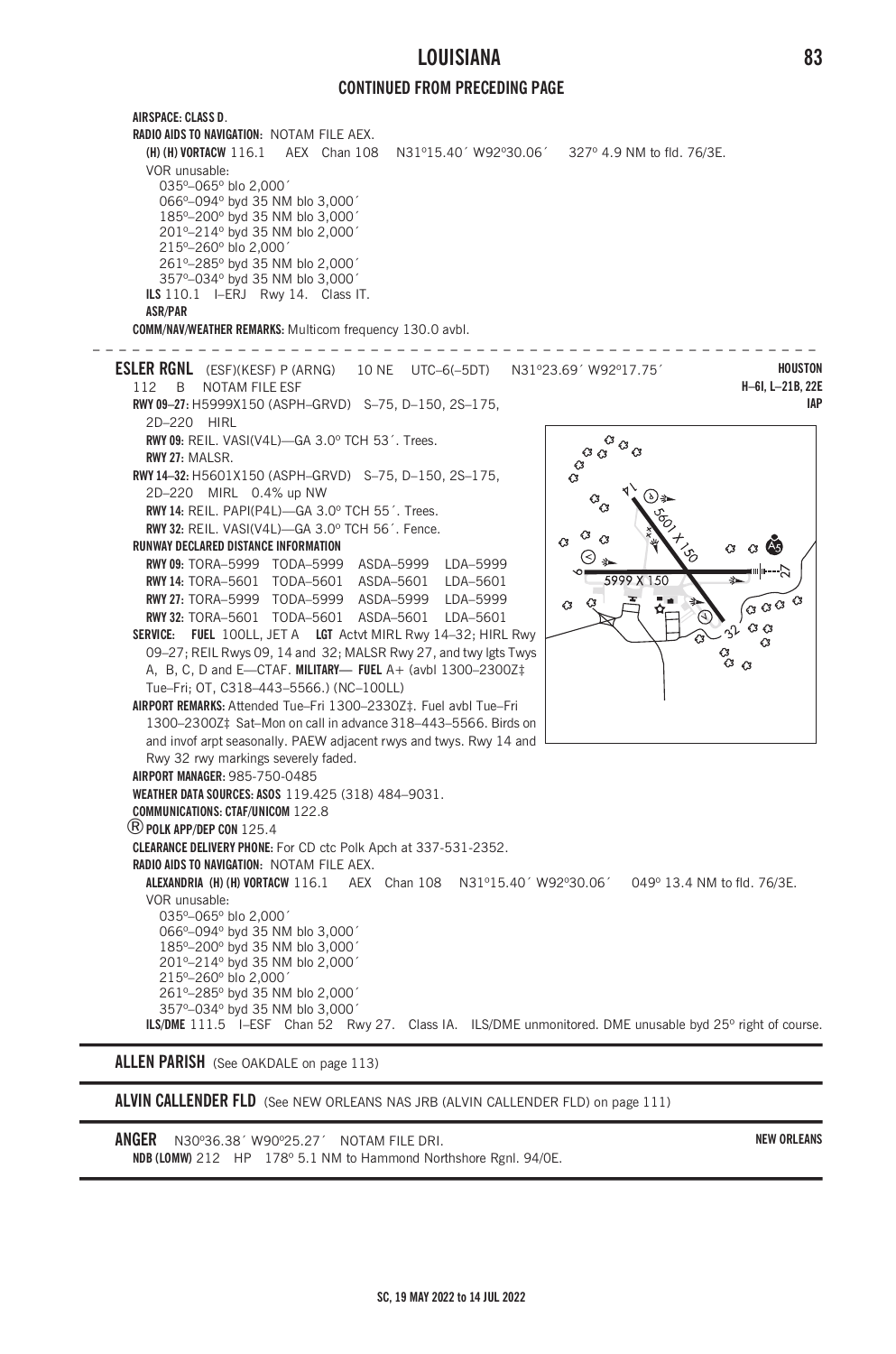## CONTINUED FROM PRECEDING PAGE

**AIRSPACE: CLASS D**.
**RADIO AIDS TO NAVIGATION:** NOTAM FILE AEX.
**(H) (H) VORTACW** 116.1 AEX Chan 108 N31°15.40´ W92°30.06´ 327° 4.9 NM to fld. 76/3E.
VOR unusable:
035°–065° blo 2,000´
066°–094° byd 35 NM blo 3,000´
185°–200° byd 35 NM blo 3,000´
201°–214° byd 35 NM blo 2,000´
215°–260° blo 2,000´
261°–285° byd 35 NM blo 2,000´
357°–034° byd 35 NM blo 3,000´
**ILS** 110.1 I–ERJ Rwy 14. Class IT.
**ASR/PAR**
**COMM/NAV/WEATHER REMARKS:** Multicom frequency 130.0 avbl.

---

**ESLER RGNL** (ESF)(KESF) P (ARNG) 10 NE UTC–6(–5DT) N31°23.69´ W92°17.75´ **HOUSTON**
112 B NOTAM FILE ESF **H–6I, L–21B, 22E**
**IAP**
**RWY 09–27:** H5999X150 (ASPH–GRVD) S–75, D–150, 2S–175, 2D–220 HIRL
**RWY 09:** REIL. VASI(V4L)—GA 3.0° TCH 53´. Trees.
**RWY 27:** MALSR.
**RWY 14–32:** H5601X150 (ASPH–GRVD) S–75, D–150, 2S–175, 2D–220 MIRL 0.4% up NW
**RWY 14:** REIL. PAPI(P4L)—GA 3.0° TCH 55´. Trees.
**RWY 32:** REIL. VASI(V4L)—GA 3.0° TCH 56´. Fence.
**RUNWAY DECLARED DISTANCE INFORMATION**
**RWY 09:** TORA–5999 TODA–5999 ASDA–5999 LDA–5999
**RWY 14:** TORA–5601 TODA–5601 ASDA–5601 LDA–5601
**RWY 27:** TORA–5999 TODA–5999 ASDA–5999 LDA–5999
**RWY 32:** TORA–5601 TODA–5601 ASDA–5601 LDA–5601
**SERVICE: FUEL** 100LL, JET A **LGT** Actvt MIRL Rwy 14–32; HIRL Rwy 09–27; REIL Rwys 09, 14 and 32; MALSR Rwy 27, and twy lgts Twys A, B, C, D and E—CTAF. **MILITARY— FUEL** A+ (avbl 1300–2300Z‡ Tue–Fri; OT, C318–443–5566.) (NC–100LL)
**AIRPORT REMARKS:** Attended Tue–Fri 1300–2330Z‡. Fuel avbl Tue–Fri 1300–2300Z‡ Sat–Mon on call in advance 318–443–5566. Birds on and invof arpt seasonally. PAEW adjacent rwys and twys. Rwy 14 and Rwy 32 rwy markings severely faded.
**AIRPORT MANAGER:** 985-750-0485
**WEATHER DATA SOURCES: ASOS** 119.425 (318) 484–9031.
**COMMUNICATIONS: CTAF/UNICOM** 122.8
Ⓡ **POLK APP/DEP CON** 125.4
**CLEARANCE DELIVERY PHONE:** For CD ctc Polk Apch at 337-531-2352.
**RADIO AIDS TO NAVIGATION:** NOTAM FILE AEX.
**ALEXANDRIA (H) (H) VORTACW** 116.1 AEX Chan 108 N31°15.40´ W92°30.06´ 049° 13.4 NM to fld. 76/3E.
VOR unusable:
035°–065° blo 2,000´
066°–094° byd 35 NM blo 3,000´
185°–200° byd 35 NM blo 3,000´
201°–214° byd 35 NM blo 2,000´
215°–260° blo 2,000´
261°–285° byd 35 NM blo 2,000´
357°–034° byd 35 NM blo 3,000´
**ILS/DME** 111.5 I–ESF Chan 52 Rwy 27. Class IA. ILS/DME unmonitored. DME unusable byd 25° right of course.

5601 X 150
5999 X 150
14
9
27
32
A5

---

**ALLEN PARISH** (See OAKDALE on page 113)

---

**ALVIN CALLENDER FLD** (See NEW ORLEANS NAS JRB (ALVIN CALLENDER FLD) on page 111)

---

**ANGER** N30°36.38´ W90°25.27´ NOTAM FILE DRI. **NEW ORLEANS**
**NDB (LOMW)** 212 HP 178° 5.1 NM to Hammond Northshore Rgnl. 94/0E.